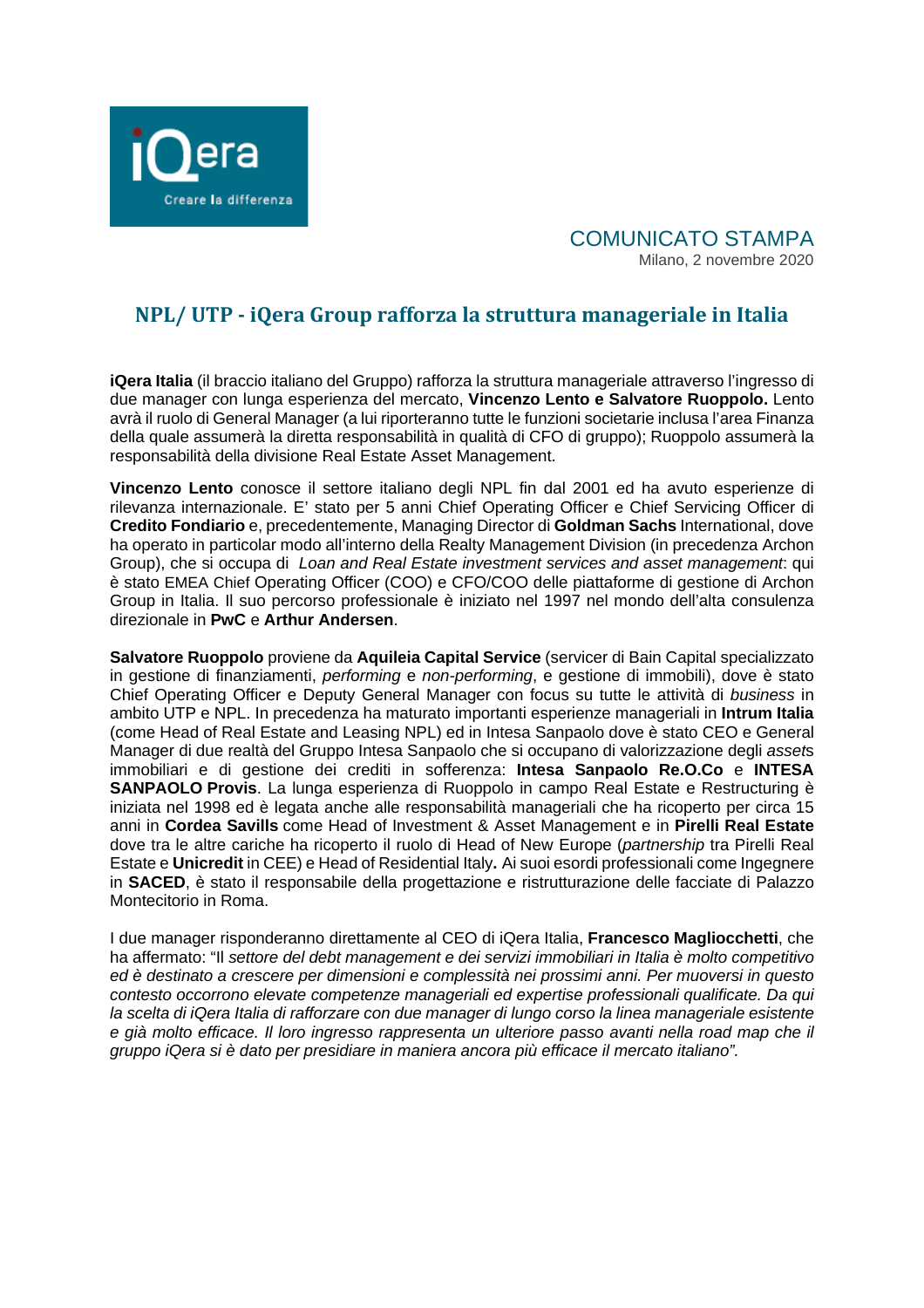iQera

Creare la differenza

COMUNICATO STAMPA

Milano, 2 novembre 2020

# NPL/ UTP - iQera Group rafforza la struttura manageriale in Italia

**iQera Italia** (il braccio italiano del Gruppo) rafforza la struttura manageriale attraverso l'ingresso di due manager con lunga esperienza del mercato, **Vincenzo Lento e Salvatore Ruoppolo.** Lento avrà il ruolo di General Manager (a lui riporteranno tutte le funzioni societarie inclusa l'area Finanza della quale assumerà la diretta responsabilità in qualità di CFO di gruppo); Ruoppolo assumerà la responsabilità della divisione Real Estate Asset Management.

**Vincenzo Lento** conosce il settore italiano degli NPL fin dal 2001 ed ha avuto esperienze di rilevanza internazionale. E' stato per 5 anni Chief Operating Officer e Chief Servicing Officer di **Credito Fondiario** e, precedentemente, Managing Director di **Goldman Sachs** International, dove ha operato in particolar modo all'interno della Realty Management Division (in precedenza Archon Group), che si occupa di *Loan and Real Estate investment services and asset management*: qui è stato EMEA Chief Operating Officer (COO) e CFO/COO delle piattaforme di gestione di Archon Group in Italia. Il suo percorso professionale è iniziato nel 1997 nel mondo dell'alta consulenza direzionale in **PwC** e **Arthur Andersen**.

**Salvatore Ruoppolo** proviene da **Aquileia Capital Service** (servicer di Bain Capital specializzato in gestione di finanziamenti, *performing* e *non-performing*, e gestione di immobili), dove è stato Chief Operating Officer e Deputy General Manager con focus su tutte le attività di *business* in ambito UTP e NPL. In precedenza ha maturato importanti esperienze manageriali in **Intrum Italia** (come Head of Real Estate and Leasing NPL) ed in Intesa Sanpaolo dove è stato CEO e General Manager di due realtà del Gruppo Intesa Sanpaolo che si occupano di valorizzazione degli *assets* immobiliari e di gestione dei crediti in sofferenza: **Intesa Sanpaolo Re.O.Co** e **INTESA SANPAOLO Provis**. La lunga esperienza di Ruoppolo in campo Real Estate e Restructuring è iniziata nel 1998 ed è legata anche alle responsabilità manageriali che ha ricoperto per circa 15 anni in **Cordea Savills** come Head of Investment & Asset Management e in **Pirelli Real Estate** dove tra le altre cariche ha ricoperto il ruolo di Head of New Europe (*partnership* tra Pirelli Real Estate e **Unicredit** in CEE) e Head of Residential Italy**.** Ai suoi esordi professionali come Ingegnere in **SACED**, è stato il responsabile della progettazione e ristrutturazione delle facciate di Palazzo Montecitorio in Roma.

I due manager risponderanno direttamente al CEO di iQera Italia, **Francesco Magliocchetti**, che ha affermato: "Il *settore del debt management e dei servizi immobiliari in Italia è molto competitivo ed è destinato a crescere per dimensioni e complessità nei prossimi anni. Per muoversi in questo contesto occorrono elevate competenze manageriali ed expertise professionali qualificate. Da qui la scelta di iQera Italia di rafforzare con due manager di lungo corso la linea manageriale esistente e già molto efficace. Il loro ingresso rappresenta un ulteriore passo avanti nella road map che il gruppo iQera si è dato per presidiare in maniera ancora più efficace il mercato italiano".*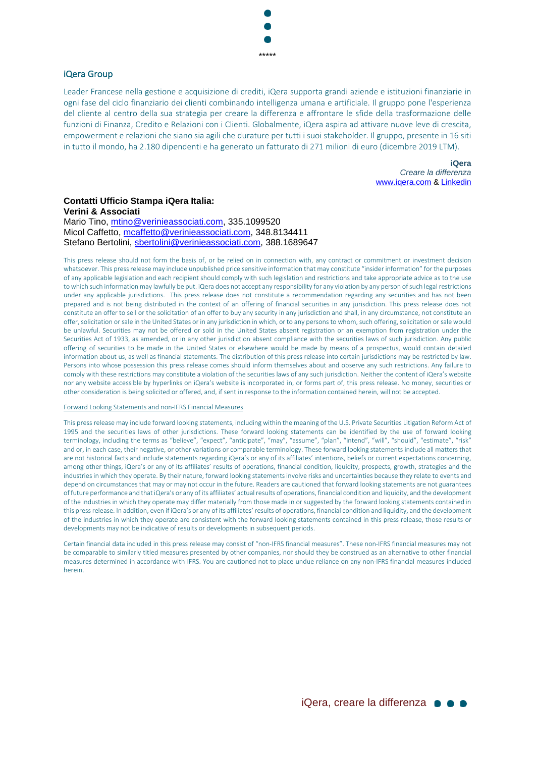*****

## iQera Group

Leader Francese nella gestione e acquisizione di crediti, iQera supporta grandi aziende e istituzioni finanziarie in ogni fase del ciclo finanziario dei clienti combinando intelligenza umana e artificiale. Il gruppo pone l'esperienza del cliente al centro della sua strategia per creare la differenza e affrontare le sfide della trasformazione delle funzioni di Finanza, Credito e Relazioni con i Clienti. Globalmente, iQera aspira ad attivare nuove leve di crescita, empowerment e relazioni che siano sia agili che durature per tutti i suoi stakeholder. Il gruppo, presente in 16 siti in tutto il mondo, ha 2.180 dipendenti e ha generato un fatturato di 271 milioni di euro (dicembre 2019 LTM).

**iQera**
*Creare la differenza*
www.iqera.com & Linkedin

**Contatti Ufficio Stampa iQera Italia:**
**Verini & Associati**
Mario Tino, mtino@verinieassociati.com, 335.1099520
Micol Caffetto, mcaffetto@verinieassociati.com, 348.8134411
Stefano Bertolini, sbertolini@verinieassociati.com, 388.1689647

This press release should not form the basis of, or be relied on in connection with, any contract or commitment or investment decision whatsoever. This press release may include unpublished price sensitive information that may constitute "insider information" for the purposes of any applicable legislation and each recipient should comply with such legislation and restrictions and take appropriate advice as to the use to which such information may lawfully be put. iQera does not accept any responsibility for any violation by any person of such legal restrictions under any applicable jurisdictions. This press release does not constitute a recommendation regarding any securities and has not been prepared and is not being distributed in the context of an offering of financial securities in any jurisdiction. This press release does not constitute an offer to sell or the solicitation of an offer to buy any security in any jurisdiction and shall, in any circumstance, not constitute an offer, solicitation or sale in the United States or in any jurisdiction in which, or to any persons to whom, such offering, solicitation or sale would be unlawful. Securities may not be offered or sold in the United States absent registration or an exemption from registration under the Securities Act of 1933, as amended, or in any other jurisdiction absent compliance with the securities laws of such jurisdiction. Any public offering of securities to be made in the United States or elsewhere would be made by means of a prospectus, would contain detailed information about us, as well as financial statements. The distribution of this press release into certain jurisdictions may be restricted by law. Persons into whose possession this press release comes should inform themselves about and observe any such restrictions. Any failure to comply with these restrictions may constitute a violation of the securities laws of any such jurisdiction. Neither the content of iQera's website nor any website accessible by hyperlinks on iQera's website is incorporated in, or forms part of, this press release. No money, securities or other consideration is being solicited or offered, and, if sent in response to the information contained herein, will not be accepted.

Forward Looking Statements and non-IFRS Financial Measures

This press release may include forward looking statements, including within the meaning of the U.S. Private Securities Litigation Reform Act of 1995 and the securities laws of other jurisdictions. These forward looking statements can be identified by the use of forward looking terminology, including the terms as "believe", "expect", "anticipate", "may", "assume", "plan", "intend", "will", "should", "estimate", "risk" and or, in each case, their negative, or other variations or comparable terminology. These forward looking statements include all matters that are not historical facts and include statements regarding iQera's or any of its affiliates' intentions, beliefs or current expectations concerning, among other things, iQera's or any of its affiliates' results of operations, financial condition, liquidity, prospects, growth, strategies and the industries in which they operate. By their nature, forward looking statements involve risks and uncertainties because they relate to events and depend on circumstances that may or may not occur in the future. Readers are cautioned that forward looking statements are not guarantees of future performance and that iQera's or any of its affiliates' actual results of operations, financial condition and liquidity, and the development of the industries in which they operate may differ materially from those made in or suggested by the forward looking statements contained in this press release. In addition, even if iQera's or any of its affiliates' results of operations, financial condition and liquidity, and the development of the industries in which they operate are consistent with the forward looking statements contained in this press release, those results or developments may not be indicative of results or developments in subsequent periods.

Certain financial data included in this press release may consist of "non-IFRS financial measures". These non-IFRS financial measures may not be comparable to similarly titled measures presented by other companies, nor should they be construed as an alternative to other financial measures determined in accordance with IFRS. You are cautioned not to place undue reliance on any non-IFRS financial measures included herein.